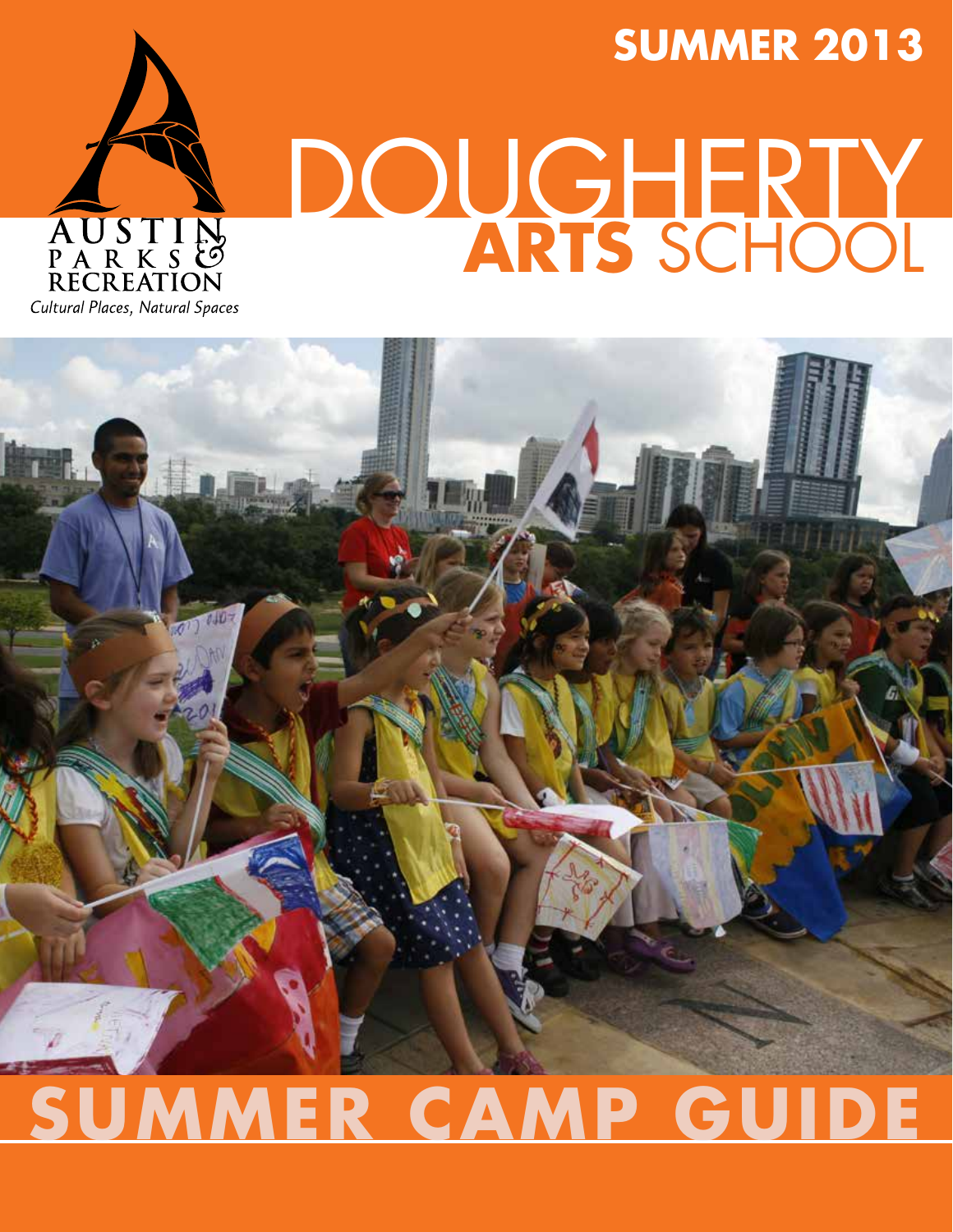# SUMMER 2013

AUSTIN PARKS & RECREATION

*Cultural Places, Natural Spaces*

# DOUGHERTY **ARTS** SCHOOL

# SUMMER CAMP GUIDE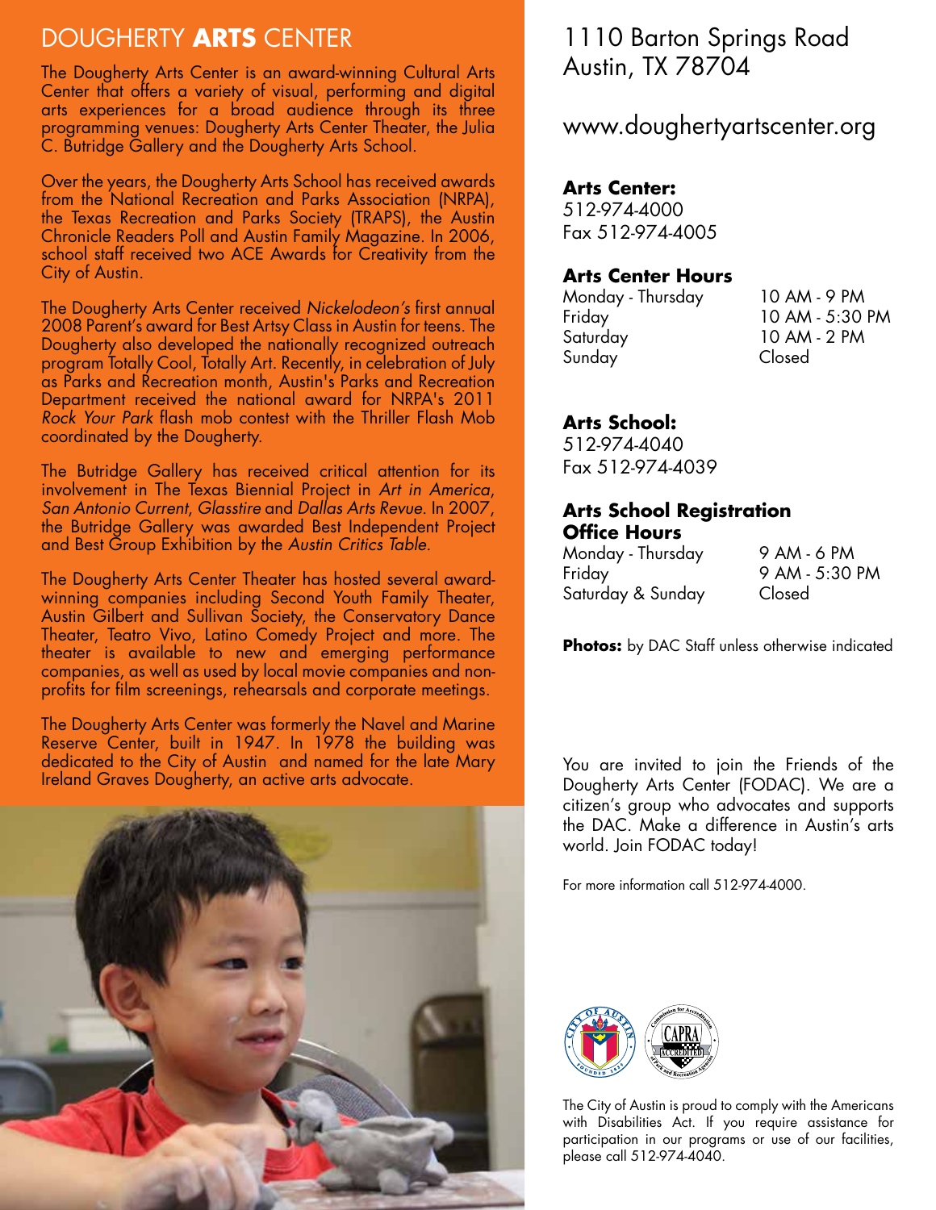# DOUGHERTY **ARTS** CENTER

The Dougherty Arts Center is an award-winning Cultural Arts Center that offers a variety of visual, performing and digital arts experiences for a broad audience through its three programming venues: Dougherty Arts Center Theater, the Julia C. Butridge Gallery and the Dougherty Arts School.

Over the years, the Dougherty Arts School has received awards from the National Recreation and Parks Association (NRPA), the Texas Recreation and Parks Society (TRAPS), the Austin Chronicle Readers Poll and Austin Family Magazine. In 2006, school staff received two ACE Awards for Creativity from the City of Austin.

The Dougherty Arts Center received *Nickelodeon's* first annual 2008 Parent's award for Best Artsy Class in Austin for teens. The Dougherty also developed the nationally recognized outreach program Totally Cool, Totally Art. Recently, in celebration of July as Parks and Recreation month, Austin's Parks and Recreation Department received the national award for NRPA's 2011 *Rock Your Park* flash mob contest with the Thriller Flash Mob coordinated by the Dougherty.

The Butridge Gallery has received critical attention for its involvement in The Texas Biennial Project in *Art in America*, *San Antonio Current*, *Glasstire* and *Dallas Arts Revue*. In 2007, the Butridge Gallery was awarded Best Independent Project and Best Group Exhibition by the *Austin Critics Table*.

The Dougherty Arts Center Theater has hosted several award-winning companies including Second Youth Family Theater, Austin Gilbert and Sullivan Society, the Conservatory Dance Theater, Teatro Vivo, Latino Comedy Project and more. The theater is available to new and emerging performance companies, as well as used by local movie companies and non-profits for film screenings, rehearsals and corporate meetings.

The Dougherty Arts Center was formerly the Navel and Marine Reserve Center, built in 1947. In 1978 the building was dedicated to the City of Austin and named for the late Mary Ireland Graves Dougherty, an active arts advocate.

1110 Barton Springs Road
Austin, TX 78704

www.doughertyartscenter.org

**Arts Center:**
512-974-4000
Fax 512-974-4005

**Arts Center Hours**

| | |
|---|---|
| Monday - Thursday | 10 AM - 9 PM |
| Friday | 10 AM - 5:30 PM |
| Saturday | 10 AM - 2 PM |
| Sunday | Closed |

**Arts School:**
512-974-4040
Fax 512-974-4039

**Arts School Registration Office Hours**

| | |
|---|---|
| Monday - Thursday | 9 AM - 6 PM |
| Friday | 9 AM - 5:30 PM |
| Saturday & Sunday | Closed |

**Photos:** by DAC Staff unless otherwise indicated

You are invited to join the Friends of the Dougherty Arts Center (FODAC). We are a citizen's group who advocates and supports the DAC. Make a difference in Austin's arts world. Join FODAC today!

For more information call 512-974-4000.

The City of Austin is proud to comply with the Americans with Disabilities Act. If you require assistance for participation in our programs or use of our facilities, please call 512-974-4040.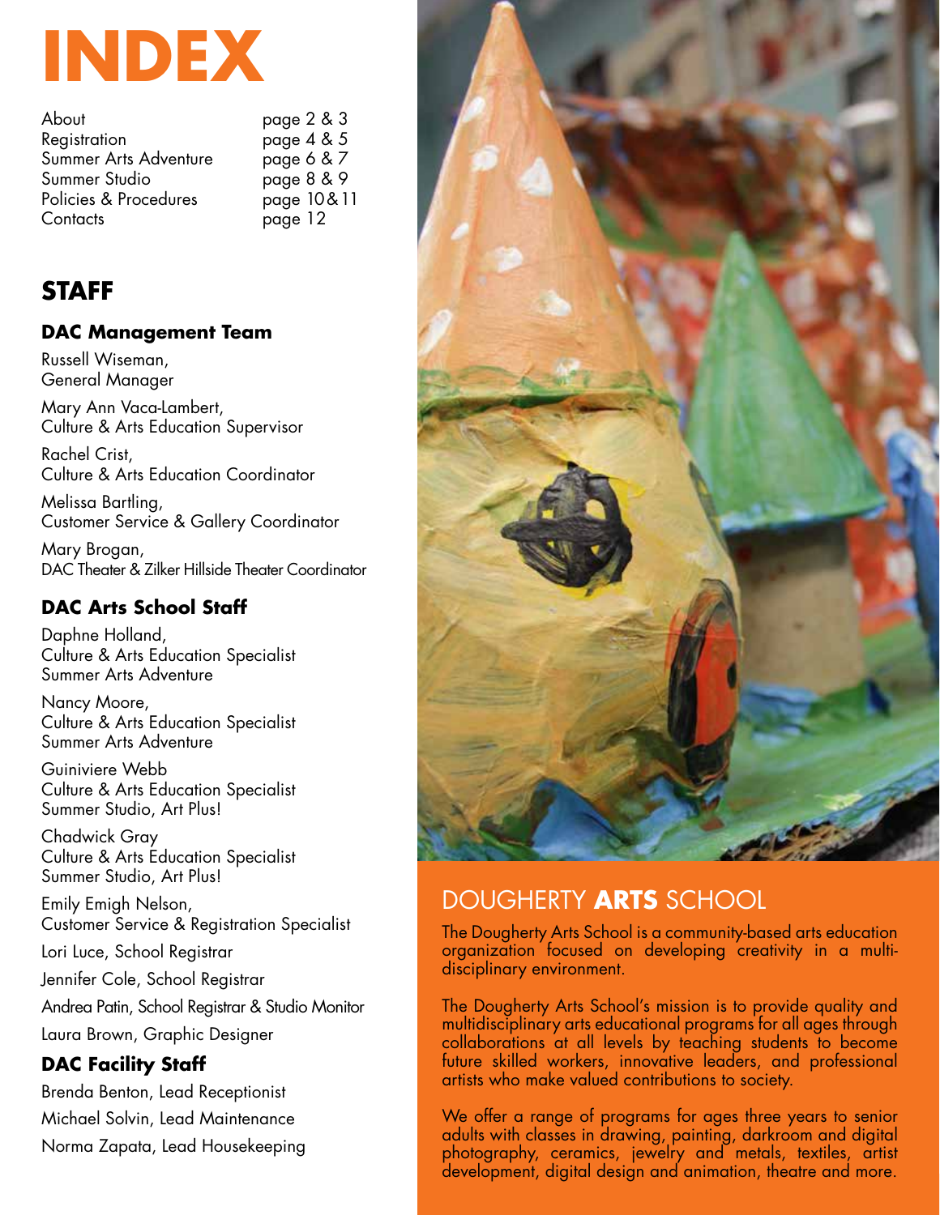# INDEX

| | |
|---|---|
| About | page 2 & 3 |
| Registration | page 4 & 5 |
| Summer Arts Adventure | page 6 & 7 |
| Summer Studio | page 8 & 9 |
| Policies & Procedures | page 10 & 11 |
| Contacts | page 12 |

## STAFF

### DAC Management Team

Russell Wiseman,
General Manager

Mary Ann Vaca-Lambert,
Culture & Arts Education Supervisor

Rachel Crist,
Culture & Arts Education Coordinator

Melissa Bartling,
Customer Service & Gallery Coordinator

Mary Brogan,
DAC Theater & Zilker Hillside Theater Coordinator

### DAC Arts School Staff

Daphne Holland,
Culture & Arts Education Specialist
Summer Arts Adventure

Nancy Moore,
Culture & Arts Education Specialist
Summer Arts Adventure

Guiniviere Webb
Culture & Arts Education Specialist
Summer Studio, Art Plus!

Chadwick Gray
Culture & Arts Education Specialist
Summer Studio, Art Plus!

Emily Emigh Nelson,
Customer Service & Registration Specialist

Lori Luce, School Registrar

Jennifer Cole, School Registrar

Andrea Patin, School Registrar & Studio Monitor

Laura Brown, Graphic Designer

### DAC Facility Staff

Brenda Benton, Lead Receptionist

Michael Solvin, Lead Maintenance

Norma Zapata, Lead Housekeeping

## DOUGHERTY **ARTS** SCHOOL

The Dougherty Arts School is a community-based arts education organization focused on developing creativity in a multi-disciplinary environment.

The Dougherty Arts School's mission is to provide quality and multidisciplinary arts educational programs for all ages through collaborations at all levels by teaching students to become future skilled workers, innovative leaders, and professional artists who make valued contributions to society.

We offer a range of programs for ages three years to senior adults with classes in drawing, painting, darkroom and digital photography, ceramics, jewelry and metals, textiles, artist development, digital design and animation, theatre and more.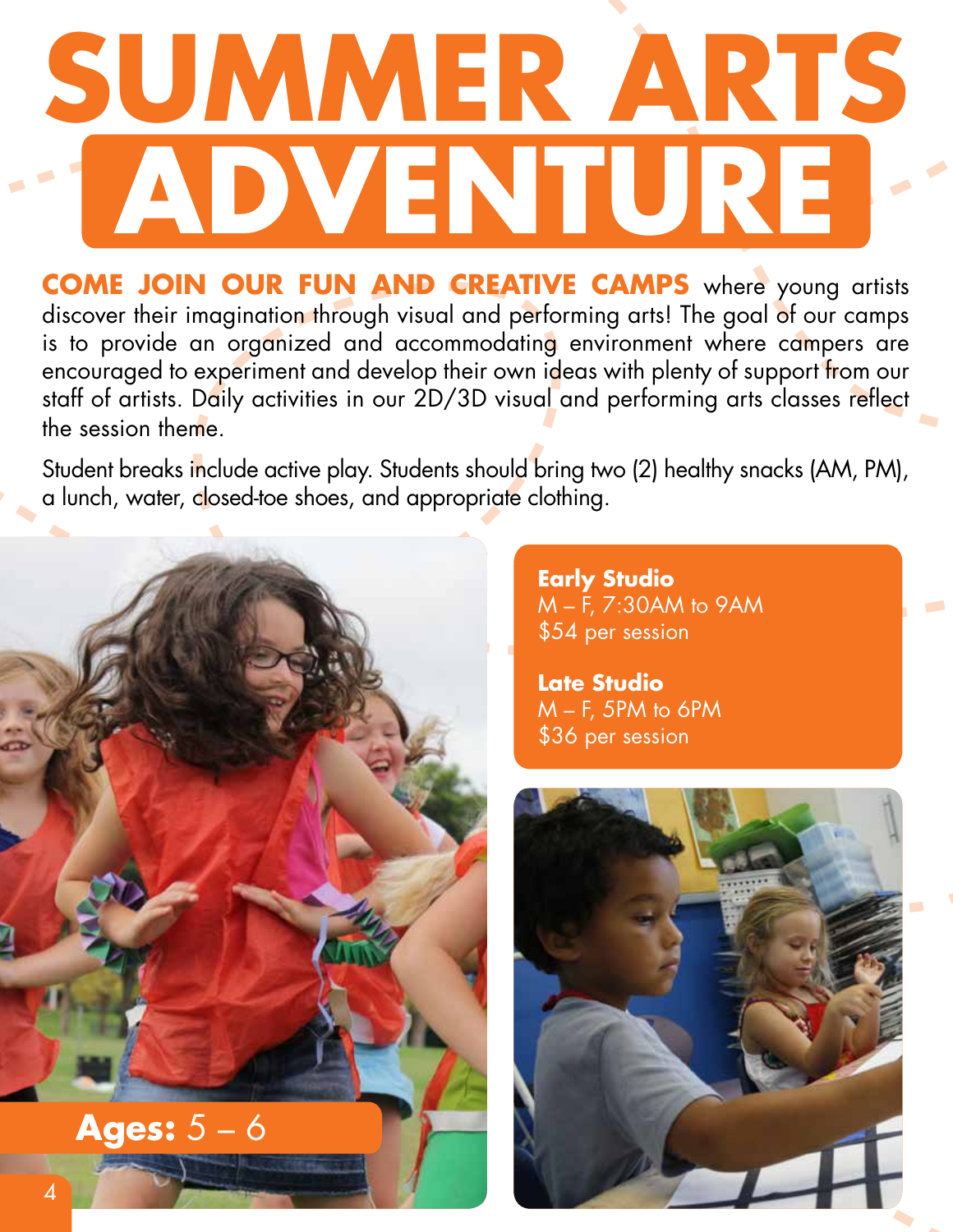# SUMMER ARTS ADVENTURE

**COME JOIN OUR FUN AND CREATIVE CAMPS** where young artists discover their imagination through visual and performing arts! The goal of our camps is to provide an organized and accommodating environment where campers are encouraged to experiment and develop their own ideas with plenty of support from our staff of artists. Daily activities in our 2D/3D visual and performing arts classes reflect the session theme.

Student breaks include active play. Students should bring two (2) healthy snacks (AM, PM), a lunch, water, closed-toe shoes, and appropriate clothing.

**Ages:** 5 – 6

**Early Studio**
M – F, 7:30AM to 9AM
$54 per session

**Late Studio**
M – F, 5PM to 6PM
$36 per session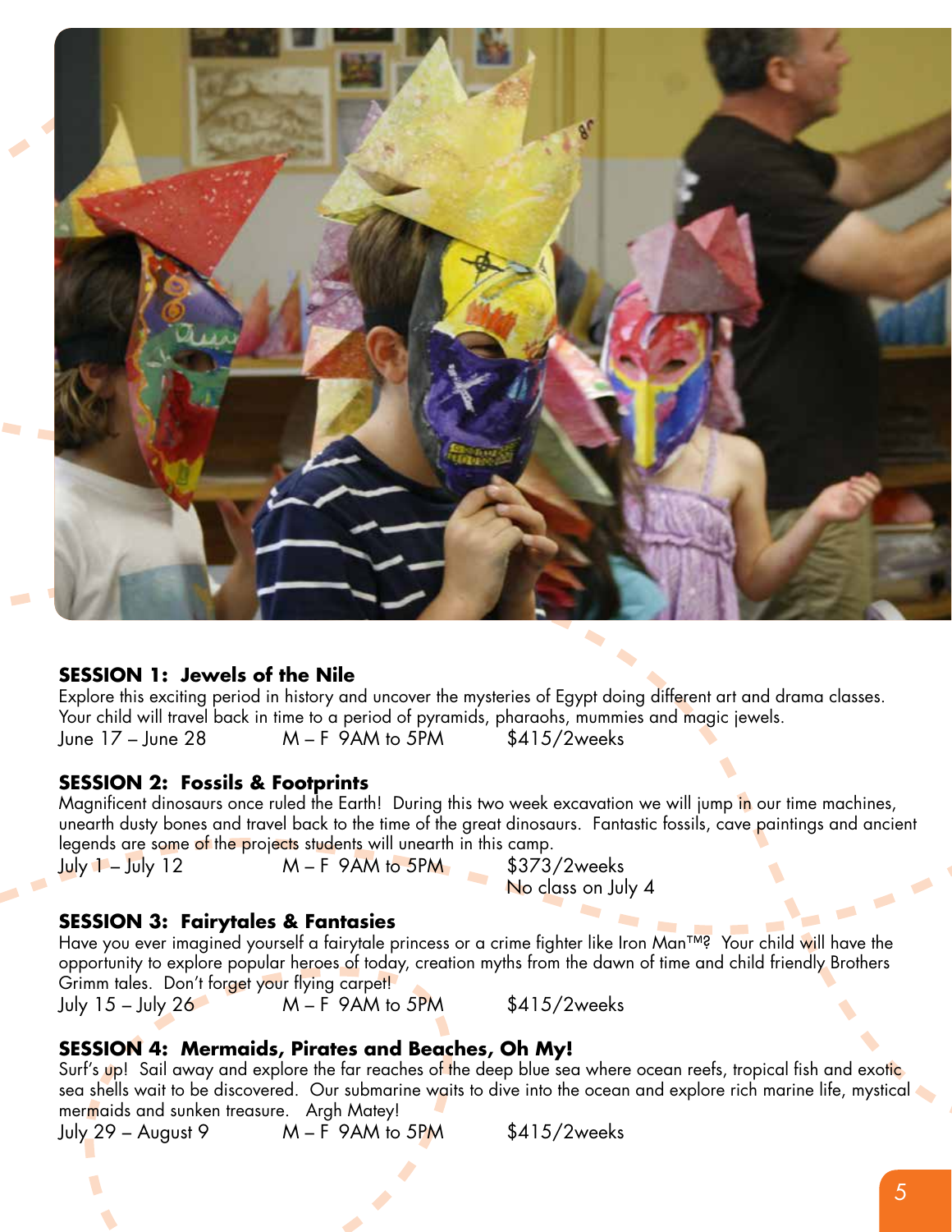**SESSION 1: Jewels of the Nile**

Explore this exciting period in history and uncover the mysteries of Egypt doing different art and drama classes. Your child will travel back in time to a period of pyramids, pharaohs, mummies and magic jewels.

June 17 – June 28 M – F 9AM to 5PM $415/2weeks

**SESSION 2: Fossils & Footprints**

Magnificent dinosaurs once ruled the Earth! During this two week excavation we will jump in our time machines, unearth dusty bones and travel back to the time of the great dinosaurs. Fantastic fossils, cave paintings and ancient legends are some of the projects students will unearth in this camp.

July 1 – July 12 M – F 9AM to 5PM $373/2weeks
No class on July 4

**SESSION 3: Fairytales & Fantasies**

Have you ever imagined yourself a fairytale princess or a crime fighter like Iron Man™? Your child will have the opportunity to explore popular heroes of today, creation myths from the dawn of time and child friendly Brothers Grimm tales. Don't forget your flying carpet!

July 15 – July 26 M – F 9AM to 5PM $415/2weeks

**SESSION 4: Mermaids, Pirates and Beaches, Oh My!**

Surf's up! Sail away and explore the far reaches of the deep blue sea where ocean reefs, tropical fish and exotic sea shells wait to be discovered. Our submarine waits to dive into the ocean and explore rich marine life, mystical mermaids and sunken treasure. Argh Matey!

July 29 – August 9 M – F 9AM to 5PM $415/2weeks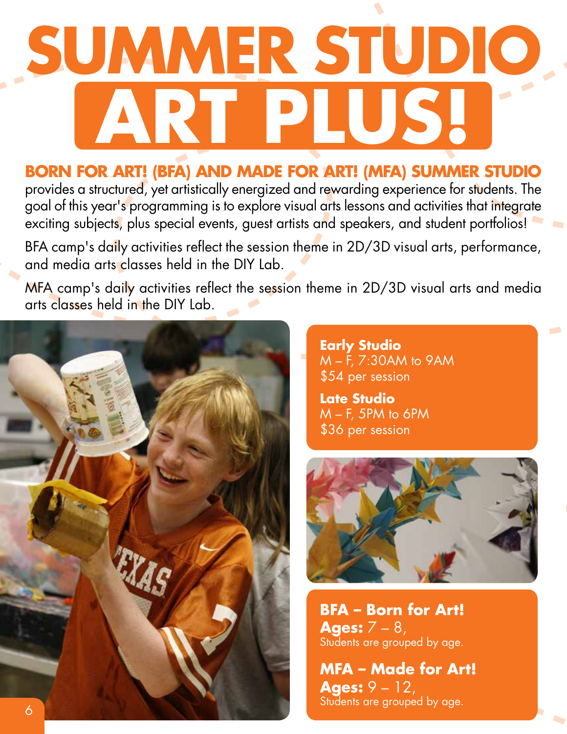# SUMMER STUDIO ART PLUS!

**BORN FOR ART! (BFA) AND MADE FOR ART! (MFA) SUMMER STUDIO** provides a structured, yet artistically energized and rewarding experience for students. The goal of this year's programming is to explore visual arts lessons and activities that integrate exciting subjects, plus special events, guest artists and speakers, and student portfolios!

BFA camp's daily activities reflect the session theme in 2D/3D visual arts, performance, and media arts classes held in the DIY Lab.

MFA camp's daily activities reflect the session theme in 2D/3D visual arts and media arts classes held in the DIY Lab.

**Early Studio**
M – F, 7:30AM to 9AM
$54 per session

**Late Studio**
M – F, 5PM to 6PM
$36 per session

**BFA – Born for Art!**
**Ages:** 7 – 8,
Students are grouped by age.

**MFA – Made for Art!**
**Ages:** 9 – 12,
Students are grouped by age.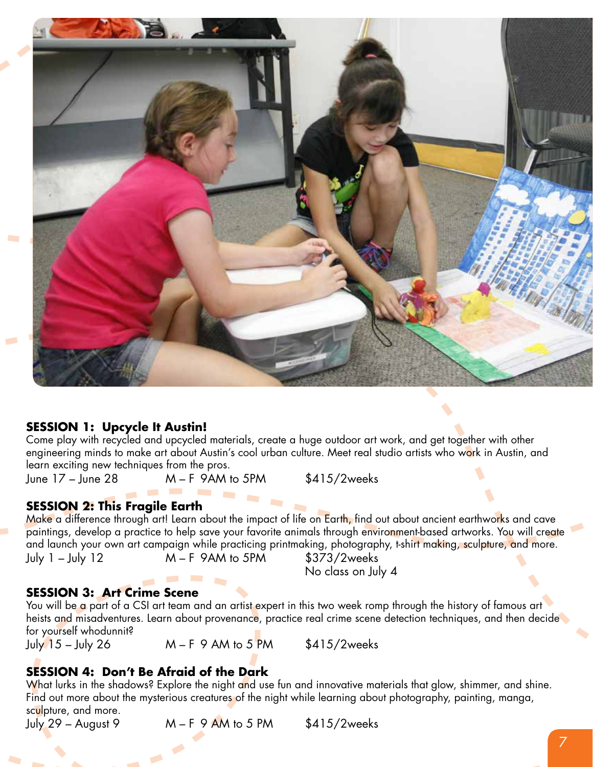**SESSION 1: Upcycle It Austin!**

Come play with recycled and upcycled materials, create a huge outdoor art work, and get together with other engineering minds to make art about Austin's cool urban culture. Meet real studio artists who work in Austin, and learn exciting new techniques from the pros.

June 17 – June 28 M – F 9AM to 5PM $415/2weeks

**SESSION 2: This Fragile Earth**

Make a difference through art! Learn about the impact of life on Earth, find out about ancient earthworks and cave paintings, develop a practice to help save your favorite animals through environment-based artworks. You will create and launch your own art campaign while practicing printmaking, photography, t-shirt making, sculpture, and more.

July 1 – July 12 M – F 9AM to 5PM $373/2weeks
No class on July 4

**SESSION 3: Art Crime Scene**

You will be a part of a CSI art team and an artist expert in this two week romp through the history of famous art heists and misadventures. Learn about provenance, practice real crime scene detection techniques, and then decide for yourself whodunnit?

July 15 – July 26 M – F 9 AM to 5 PM $415/2weeks

**SESSION 4: Don't Be Afraid of the Dark**

What lurks in the shadows? Explore the night and use fun and innovative materials that glow, shimmer, and shine. Find out more about the mysterious creatures of the night while learning about photography, painting, manga, sculpture, and more.

July 29 – August 9 M – F 9 AM to 5 PM $415/2weeks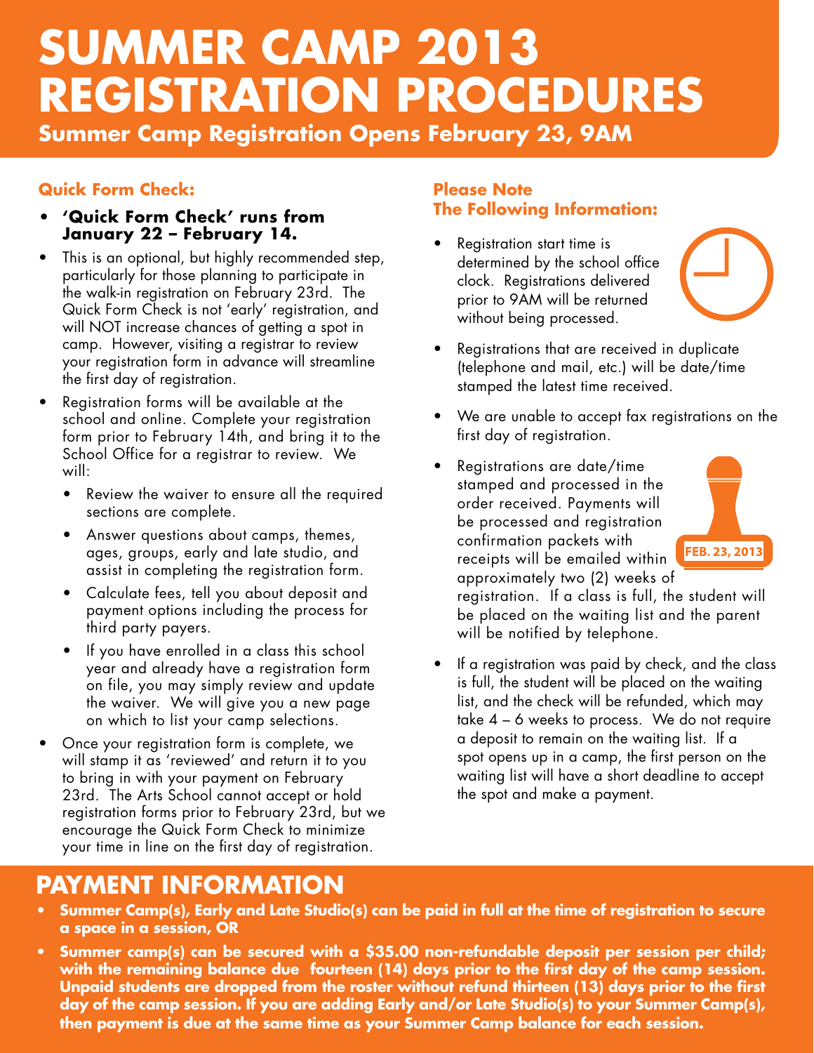# SUMMER CAMP 2013 REGISTRATION PROCEDURES

**Summer Camp Registration Opens February 23, 9AM**

### Quick Form Check:

- **'Quick Form Check' runs from January 22 – February 14.**
- This is an optional, but highly recommended step, particularly for those planning to participate in the walk-in registration on February 23rd. The Quick Form Check is not 'early' registration, and will NOT increase chances of getting a spot in camp. However, visiting a registrar to review your registration form in advance will streamline the first day of registration.
- Registration forms will be available at the school and online. Complete your registration form prior to February 14th, and bring it to the School Office for a registrar to review. We will:
  - Review the waiver to ensure all the required sections are complete.
  - Answer questions about camps, themes, ages, groups, early and late studio, and assist in completing the registration form.
  - Calculate fees, tell you about deposit and payment options including the process for third party payers.
  - If you have enrolled in a class this school year and already have a registration form on file, you may simply review and update the waiver. We will give you a new page on which to list your camp selections.
- Once your registration form is complete, we will stamp it as 'reviewed' and return it to you to bring in with your payment on February 23rd. The Arts School cannot accept or hold registration forms prior to February 23rd, but we encourage the Quick Form Check to minimize your time in line on the first day of registration.

### Please Note The Following Information:

- Registration start time is determined by the school office clock. Registrations delivered prior to 9AM will be returned without being processed.
- Registrations that are received in duplicate (telephone and mail, etc.) will be date/time stamped the latest time received.
- We are unable to accept fax registrations on the first day of registration.
- Registrations are date/time stamped and processed in the order received. Payments will be processed and registration confirmation packets with receipts will be emailed within approximately two (2) weeks of registration. If a class is full, the student will be placed on the waiting list and the parent will be notified by telephone.
- If a registration was paid by check, and the class is full, the student will be placed on the waiting list, and the check will be refunded, which may take 4 – 6 weeks to process. We do not require a deposit to remain on the waiting list. If a spot opens up in a camp, the first person on the waiting list will have a short deadline to accept the spot and make a payment.

FEB. 23, 2013

## PAYMENT INFORMATION

- **Summer Camp(s), Early and Late Studio(s) can be paid in full at the time of registration to secure a space in a session, OR**
- **Summer camp(s) can be secured with a $35.00 non-refundable deposit per session per child; with the remaining balance due fourteen (14) days prior to the first day of the camp session. Unpaid students are dropped from the roster without refund thirteen (13) days prior to the first day of the camp session. If you are adding Early and/or Late Studio(s) to your Summer Camp(s), then payment is due at the same time as your Summer Camp balance for each session.**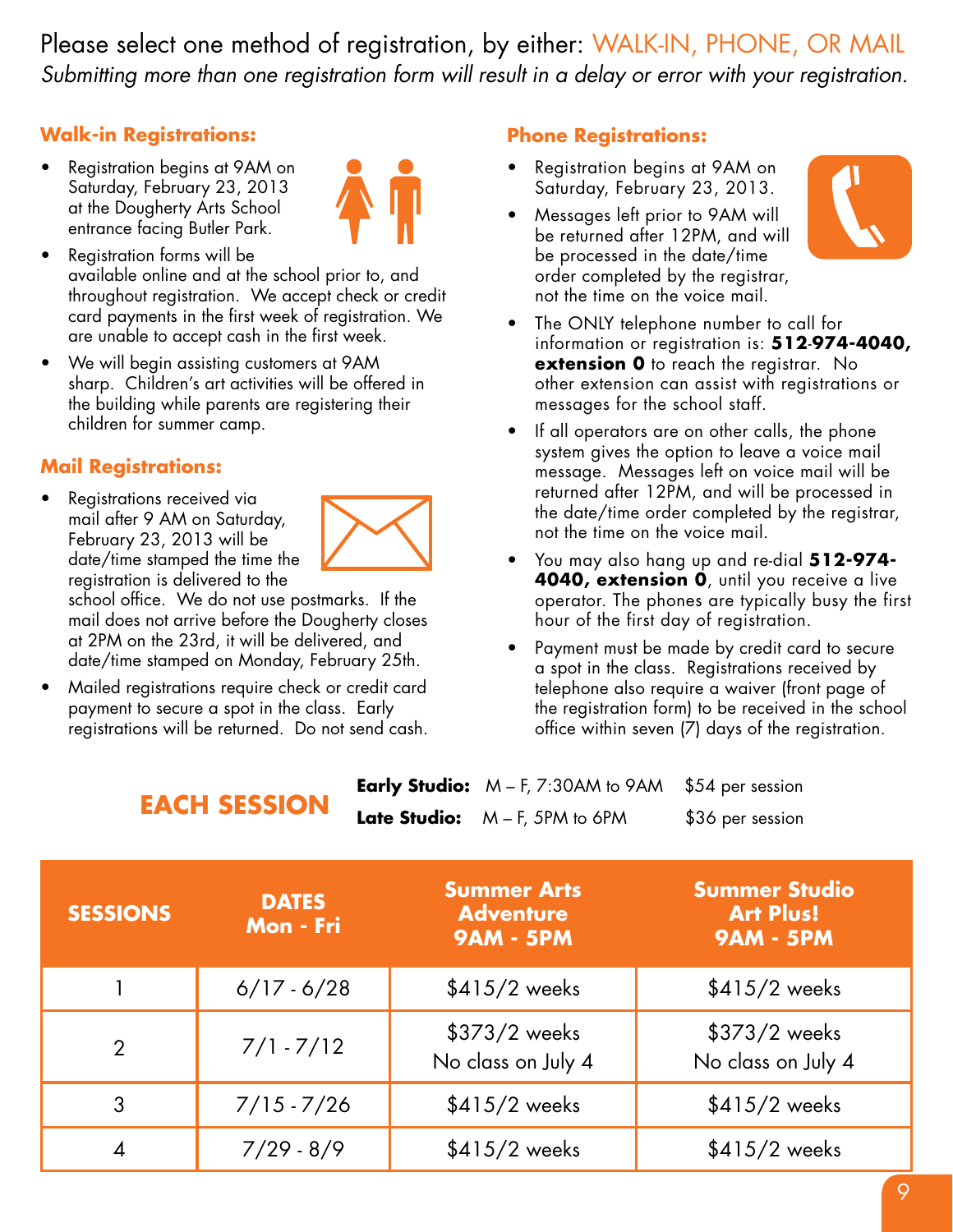Please select one method of registration, by either: WALK-IN, PHONE, OR MAIL

*Submitting more than one registration form will result in a delay or error with your registration.*

### Walk-in Registrations:

- Registration begins at 9AM on Saturday, February 23, 2013 at the Dougherty Arts School entrance facing Butler Park.
- Registration forms will be available online and at the school prior to, and throughout registration. We accept check or credit card payments in the first week of registration. We are unable to accept cash in the first week.
- We will begin assisting customers at 9AM sharp. Children's art activities will be offered in the building while parents are registering their children for summer camp.

### Mail Registrations:

- Registrations received via mail after 9 AM on Saturday, February 23, 2013 will be date/time stamped the time the registration is delivered to the school office. We do not use postmarks. If the mail does not arrive before the Dougherty closes at 2PM on the 23rd, it will be delivered, and date/time stamped on Monday, February 25th.
- Mailed registrations require check or credit card payment to secure a spot in the class. Early registrations will be returned. Do not send cash.

### Phone Registrations:

- Registration begins at 9AM on Saturday, February 23, 2013.
- Messages left prior to 9AM will be returned after 12PM, and will be processed in the date/time order completed by the registrar, not the time on the voice mail.
- The ONLY telephone number to call for information or registration is: **512-974-4040, extension 0** to reach the registrar. No other extension can assist with registrations or messages for the school staff.
- If all operators are on other calls, the phone system gives the option to leave a voice mail message. Messages left on voice mail will be returned after 12PM, and will be processed in the date/time order completed by the registrar, not the time on the voice mail.
- You may also hang up and re-dial **512-974-4040, extension 0**, until you receive a live operator. The phones are typically busy the first hour of the first day of registration.
- Payment must be made by credit card to secure a spot in the class. Registrations received by telephone also require a waiver (front page of the registration form) to be received in the school office within seven (7) days of the registration.

## EACH SESSION

| | | |
|---|---|---|
| **Early Studio:** | M – F, 7:30AM to 9AM | $54 per session |
| **Late Studio:** | M – F, 5PM to 6PM | $36 per session |

| SESSIONS | DATES Mon - Fri | Summer Arts Adventure 9AM - 5PM | Summer Studio Art Plus! 9AM - 5PM |
|---|---|---|---|
| 1 | 6/17 - 6/28 | $415/2 weeks | $415/2 weeks |
| 2 | 7/1 - 7/12 | $373/2 weeks<br>No class on July 4 | $373/2 weeks<br>No class on July 4 |
| 3 | 7/15 - 7/26 | $415/2 weeks | $415/2 weeks |
| 4 | 7/29 - 8/9 | $415/2 weeks | $415/2 weeks |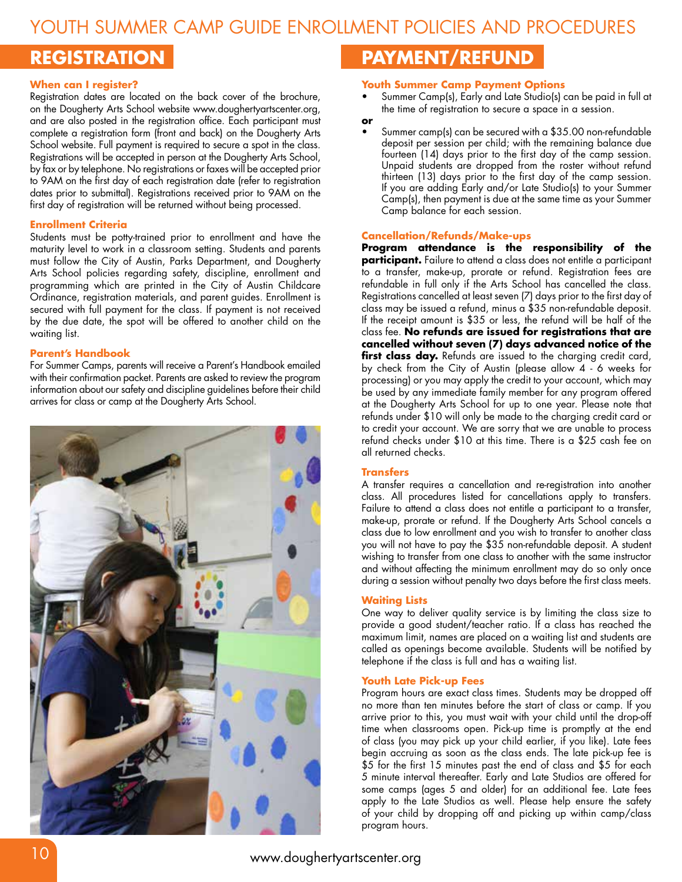# YOUTH SUMMER CAMP GUIDE ENROLLMENT POLICIES AND PROCEDURES

## REGISTRATION

### When can I register?

Registration dates are located on the back cover of the brochure, on the Dougherty Arts School website www.doughertyartscenter.org, and are also posted in the registration office. Each participant must complete a registration form (front and back) on the Dougherty Arts School website. Full payment is required to secure a spot in the class. Registrations will be accepted in person at the Dougherty Arts School, by fax or by telephone. No registrations or faxes will be accepted prior to 9AM on the first day of each registration date (refer to registration dates prior to submittal). Registrations received prior to 9AM on the first day of registration will be returned without being processed.

### Enrollment Criteria

Students must be potty-trained prior to enrollment and have the maturity level to work in a classroom setting. Students and parents must follow the City of Austin, Parks Department, and Dougherty Arts School policies regarding safety, discipline, enrollment and programming which are printed in the City of Austin Childcare Ordinance, registration materials, and parent guides. Enrollment is secured with full payment for the class. If payment is not received by the due date, the spot will be offered to another child on the waiting list.

### Parent's Handbook

For Summer Camps, parents will receive a Parent's Handbook emailed with their confirmation packet. Parents are asked to review the program information about our safety and discipline guidelines before their child arrives for class or camp at the Dougherty Arts School.

## PAYMENT/REFUND

### Youth Summer Camp Payment Options

- Summer Camp(s), Early and Late Studio(s) can be paid in full at the time of registration to secure a space in a session.

**or**

- Summer camp(s) can be secured with a $35.00 non-refundable deposit per session per child; with the remaining balance due fourteen (14) days prior to the first day of the camp session. Unpaid students are dropped from the roster without refund thirteen (13) days prior to the first day of the camp session. If you are adding Early and/or Late Studio(s) to your Summer Camp(s), then payment is due at the same time as your Summer Camp balance for each session.

### Cancellation/Refunds/Make-ups

**Program attendance is the responsibility of the participant.** Failure to attend a class does not entitle a participant to a transfer, make-up, prorate or refund. Registration fees are refundable in full only if the Arts School has cancelled the class. Registrations cancelled at least seven (7) days prior to the first day of class may be issued a refund, minus a $35 non-refundable deposit. If the receipt amount is $35 or less, the refund will be half of the class fee. **No refunds are issued for registrations that are cancelled without seven (7) days advanced notice of the first class day.** Refunds are issued to the charging credit card, by check from the City of Austin (please allow 4 - 6 weeks for processing) or you may apply the credit to your account, which may be used by any immediate family member for any program offered at the Dougherty Arts School for up to one year. Please note that refunds under $10 will only be made to the charging credit card or to credit your account. We are sorry that we are unable to process refund checks under $10 at this time. There is a $25 cash fee on all returned checks.

### Transfers

A transfer requires a cancellation and re-registration into another class. All procedures listed for cancellations apply to transfers. Failure to attend a class does not entitle a participant to a transfer, make-up, prorate or refund. If the Dougherty Arts School cancels a class due to low enrollment and you wish to transfer to another class you will not have to pay the $35 non-refundable deposit. A student wishing to transfer from one class to another with the same instructor and without affecting the minimum enrollment may do so only once during a session without penalty two days before the first class meets.

### Waiting Lists

One way to deliver quality service is by limiting the class size to provide a good student/teacher ratio. If a class has reached the maximum limit, names are placed on a waiting list and students are called as openings become available. Students will be notified by telephone if the class is full and has a waiting list.

### Youth Late Pick-up Fees

Program hours are exact class times. Students may be dropped off no more than ten minutes before the start of class or camp. If you arrive prior to this, you must wait with your child until the drop-off time when classrooms open. Pick-up time is promptly at the end of class (you may pick up your child earlier, if you like). Late fees begin accruing as soon as the class ends. The late pick-up fee is $5 for the first 15 minutes past the end of class and $5 for each 5 minute interval thereafter. Early and Late Studios are offered for some camps (ages 5 and older) for an additional fee. Late fees apply to the Late Studios as well. Please help ensure the safety of your child by dropping off and picking up within camp/class program hours.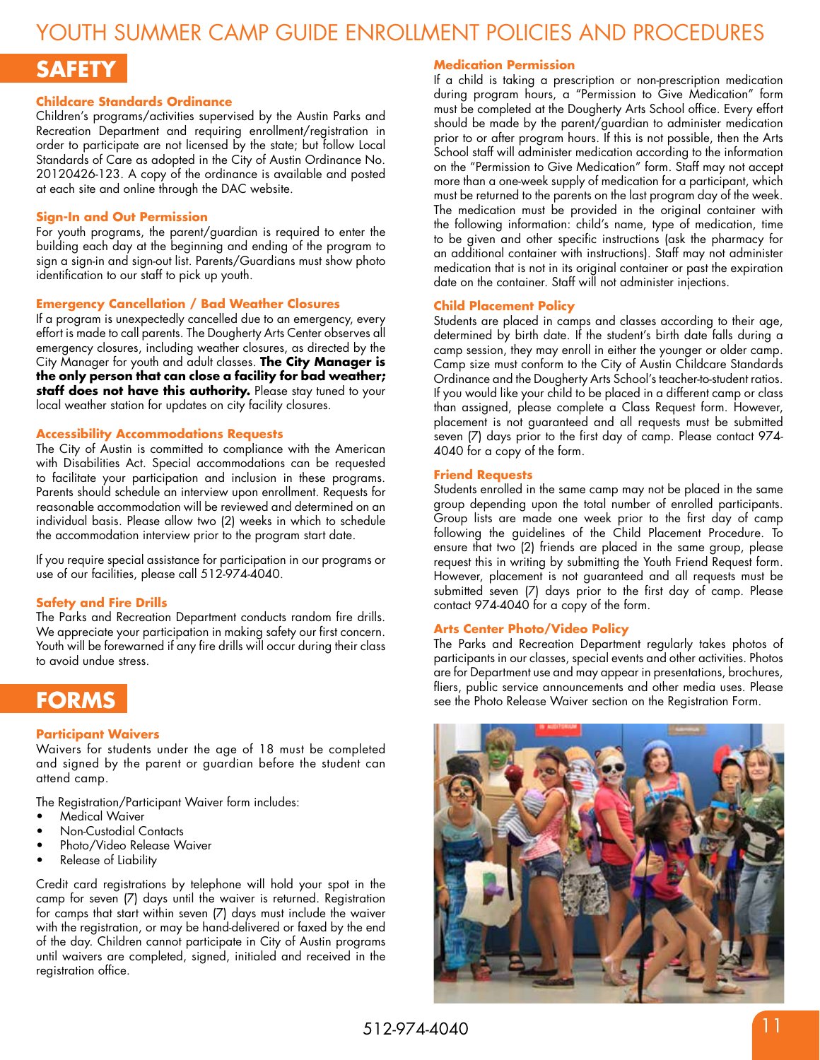# YOUTH SUMMER CAMP GUIDE ENROLLMENT POLICIES AND PROCEDURES

## SAFETY

### Childcare Standards Ordinance

Children's programs/activities supervised by the Austin Parks and Recreation Department and requiring enrollment/registration in order to participate are not licensed by the state; but follow Local Standards of Care as adopted in the City of Austin Ordinance No. 20120426-123. A copy of the ordinance is available and posted at each site and online through the DAC website.

### Sign-In and Out Permission

For youth programs, the parent/guardian is required to enter the building each day at the beginning and ending of the program to sign a sign-in and sign-out list. Parents/Guardians must show photo identification to our staff to pick up youth.

### Emergency Cancellation / Bad Weather Closures

If a program is unexpectedly cancelled due to an emergency, every effort is made to call parents. The Dougherty Arts Center observes all emergency closures, including weather closures, as directed by the City Manager for youth and adult classes. **The City Manager is the only person that can close a facility for bad weather; staff does not have this authority.** Please stay tuned to your local weather station for updates on city facility closures.

### Accessibility Accommodations Requests

The City of Austin is committed to compliance with the American with Disabilities Act. Special accommodations can be requested to facilitate your participation and inclusion in these programs. Parents should schedule an interview upon enrollment. Requests for reasonable accommodation will be reviewed and determined on an individual basis. Please allow two (2) weeks in which to schedule the accommodation interview prior to the program start date.

If you require special assistance for participation in our programs or use of our facilities, please call 512-974-4040.

### Safety and Fire Drills

The Parks and Recreation Department conducts random fire drills. We appreciate your participation in making safety our first concern. Youth will be forewarned if any fire drills will occur during their class to avoid undue stress.

## FORMS

### Participant Waivers

Waivers for students under the age of 18 must be completed and signed by the parent or guardian before the student can attend camp.

The Registration/Participant Waiver form includes:

- Medical Waiver
- Non-Custodial Contacts
- Photo/Video Release Waiver
- Release of Liability

Credit card registrations by telephone will hold your spot in the camp for seven (7) days until the waiver is returned. Registration for camps that start within seven (7) days must include the waiver with the registration, or may be hand-delivered or faxed by the end of the day. Children cannot participate in City of Austin programs until waivers are completed, signed, initialed and received in the registration office.

### Medication Permission

If a child is taking a prescription or non-prescription medication during program hours, a "Permission to Give Medication" form must be completed at the Dougherty Arts School office. Every effort should be made by the parent/guardian to administer medication prior to or after program hours. If this is not possible, then the Arts School staff will administer medication according to the information on the "Permission to Give Medication" form. Staff may not accept more than a one-week supply of medication for a participant, which must be returned to the parents on the last program day of the week. The medication must be provided in the original container with the following information: child's name, type of medication, time to be given and other specific instructions (ask the pharmacy for an additional container with instructions). Staff may not administer medication that is not in its original container or past the expiration date on the container. Staff will not administer injections.

### Child Placement Policy

Students are placed in camps and classes according to their age, determined by birth date. If the student's birth date falls during a camp session, they may enroll in either the younger or older camp. Camp size must conform to the City of Austin Childcare Standards Ordinance and the Dougherty Arts School's teacher-to-student ratios. If you would like your child to be placed in a different camp or class than assigned, please complete a Class Request form. However, placement is not guaranteed and all requests must be submitted seven (7) days prior to the first day of camp. Please contact 974-4040 for a copy of the form.

### Friend Requests

Students enrolled in the same camp may not be placed in the same group depending upon the total number of enrolled participants. Group lists are made one week prior to the first day of camp following the guidelines of the Child Placement Procedure. To ensure that two (2) friends are placed in the same group, please request this in writing by submitting the Youth Friend Request form. However, placement is not guaranteed and all requests must be submitted seven (7) days prior to the first day of camp. Please contact 974-4040 for a copy of the form.

### Arts Center Photo/Video Policy

The Parks and Recreation Department regularly takes photos of participants in our classes, special events and other activities. Photos are for Department use and may appear in presentations, brochures, fliers, public service announcements and other media uses. Please see the Photo Release Waiver section on the Registration Form.

512-974-4040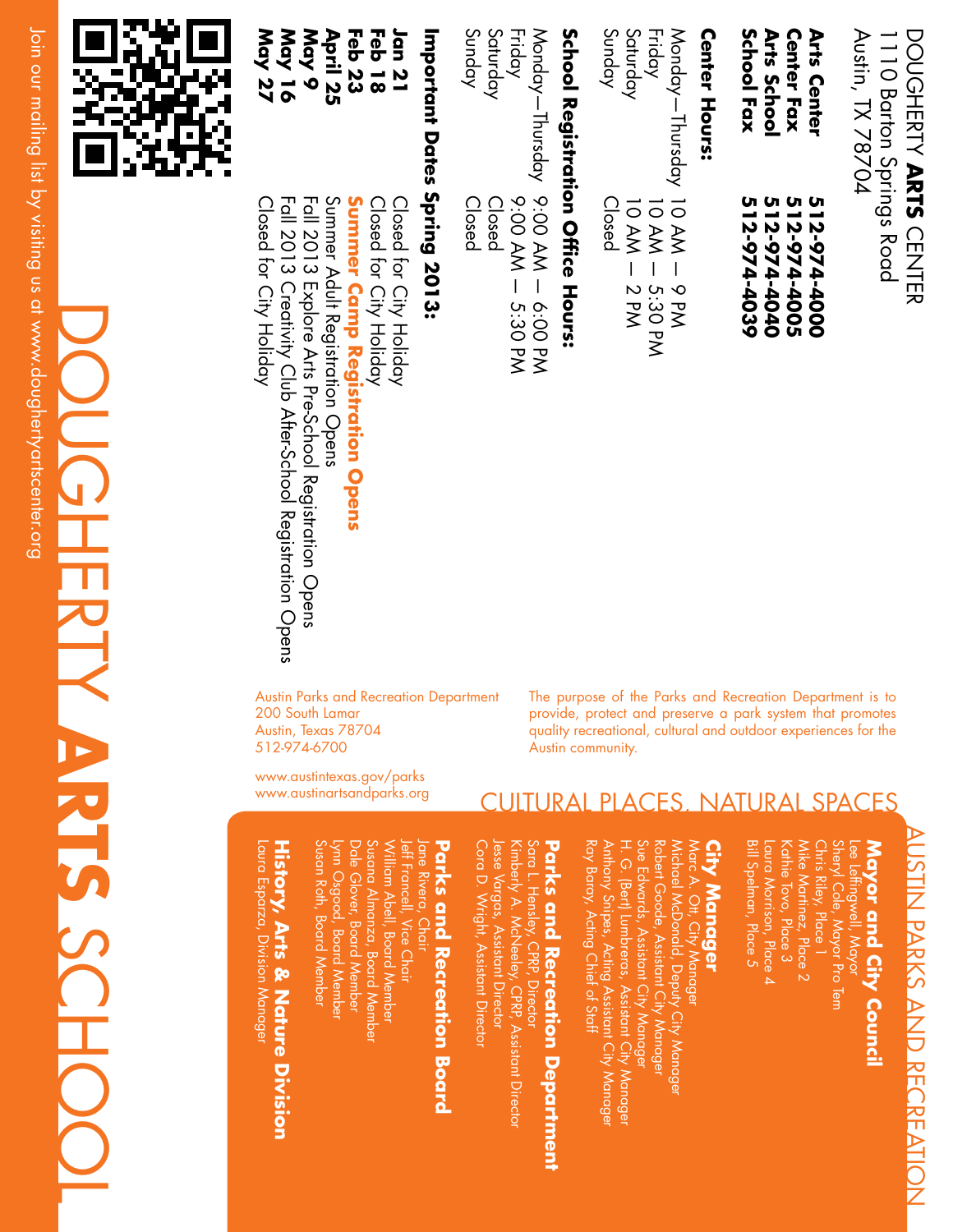DOUGHERTY **ARTS** CENTER
1110 Barton Springs Road
Austin, TX 78704

**Arts Center** **512-974-4000**
**Center Fax** **512-974-4005**
**Arts School** **512-974-4040**
**School Fax** **512-974-4039**

**Center Hours:**

| | |
|---|---|
| Monday—Thursday | 10 AM – 9 PM |
| Friday | 10 AM – 5:30 PM |
| Saturday | 10 AM – 2 PM |
| Sunday | Closed |

**School Registration Office Hours:**

| | |
|---|---|
| Monday—Thursday | 9:00 AM – 6:00 PM |
| Friday | 9:00 AM – 5:30 PM |
| Saturday | Closed |
| Sunday | Closed |

**Important Dates Spring 2013:**

| | |
|---|---|
| **Jan 21** | Closed for City Holiday |
| **Feb 18** | Closed for City Holiday |
| **Feb 23** | **Summer Camp Registration Opens** |
| **April 25** | Summer Adult Registration Opens |
| **May 9** | Fall 2013 Explore Arts Pre-School Registration Opens |
| **May 16** | Fall 2013 Creativity Club After-School Registration Opens |
| **May 27** | Closed for City Holiday |

# DOUGHERTY **ARTS** SCHOOL

Join our mailing list by visiting us at www.doughertyartscenter.org

The purpose of the Parks and Recreation Department is to provide, protect and preserve a park system that promotes quality recreational, cultural and outdoor experiences for the Austin community.

Austin Parks and Recreation Department
200 South Lamar
Austin, Texas 78704
512-974-6700

www.austintexas.gov/parks
www.austinartsandparks.org

CULTURAL PLACES, NATURAL SPACES

AUSTIN PARKS AND RECREATION

**Mayor and City Council**
Lee Leffingwell, Mayor
Sheryl Cole, Mayor Pro Tem
Chris Riley, Place 1
Mike Martinez, Place 2
Kathie Tovo, Place 3
Laura Morrison, Place 4
Bill Spelman, Place 5

**City Manager**
Marc A. Ott, City Manager
Michael McDonald, Deputy City Manager
Robert Goode, Assistant City Manager
Sue Edwards, Assistant City Manager
H. G. (Bert) Lumbreras, Assistant City Manager
Anthony Snipes, Acting Assistant City Manager
Ray Baray, Acting Chief of Staff

**Parks and Recreation Department**
Sara L. Hensley, CPRP, Director
Kimberly A. McNeeley, CPRP, Assistant Director
Jesse Vargas, Assistant Director
Cora D. Wright, Assistant Director

**Parks and Recreation Board**
Jane Rivera, Chair
Jeff Francell, Vice Chair
William Abell, Board Member
Susana Almanza, Board Member
Dale Glover, Board Member
Lynn Osgood, Board Member
Susan Roth, Board Member

**History, Arts & Nature Division**
Laura Esparza, Division Manager